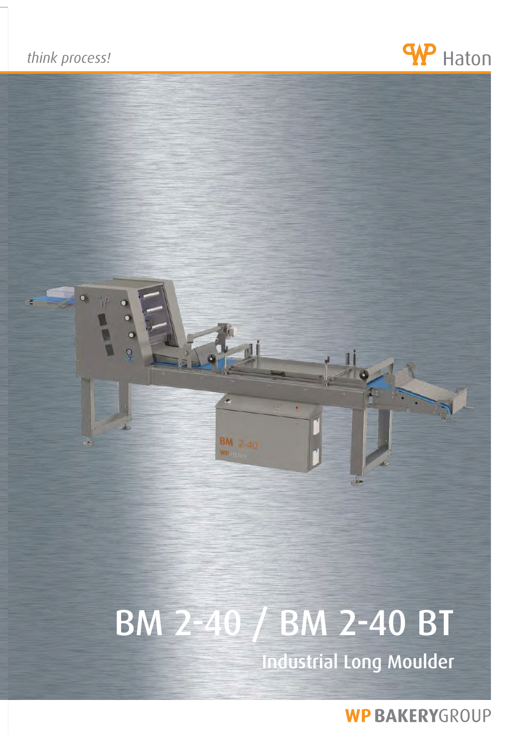*think process!*

Haton

# BM 2-40 / BM 2-40 BT

## Industrial Long Moulder

WP BAKERYGROUP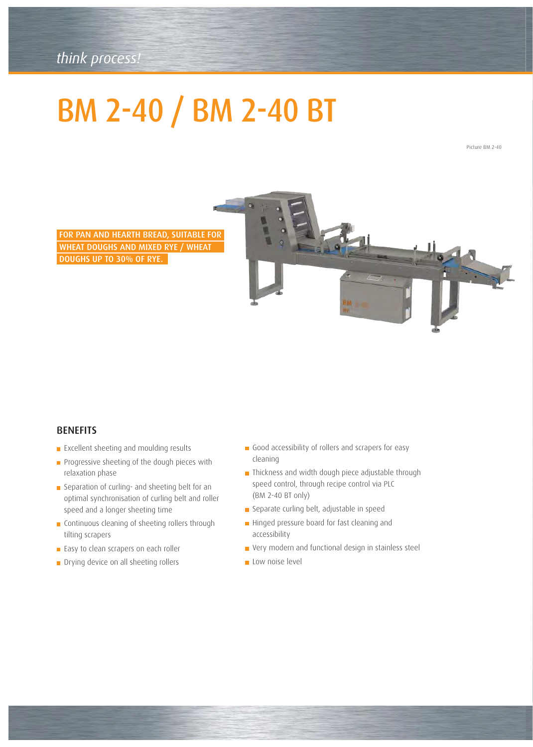*think process!*

# BM 2-40 / BM 2-40 BT

Picture BM 2-40

**FOR PAN AND HEARTH BREAD, SUITABLE FOR WHEAT DOUGHS AND MIXED RYE / WHEAT DOUGHS UP TO 30% OF RYE.**

## BENEFITS

- Excellent sheeting and moulding results
- Progressive sheeting of the dough pieces with relaxation phase
- Separation of curling- and sheeting belt for an optimal synchronisation of curling belt and roller speed and a longer sheeting time
- Continuous cleaning of sheeting rollers through tilting scrapers
- Easy to clean scrapers on each roller
- Drying device on all sheeting rollers
- Good accessibility of rollers and scrapers for easy cleaning
- Thickness and width dough piece adjustable through speed control, through recipe control via PLC (BM 2-40 BT only)
- Separate curling belt, adjustable in speed
- Hinged pressure board for fast cleaning and accessibility
- Very modern and functional design in stainless steel
- Low noise level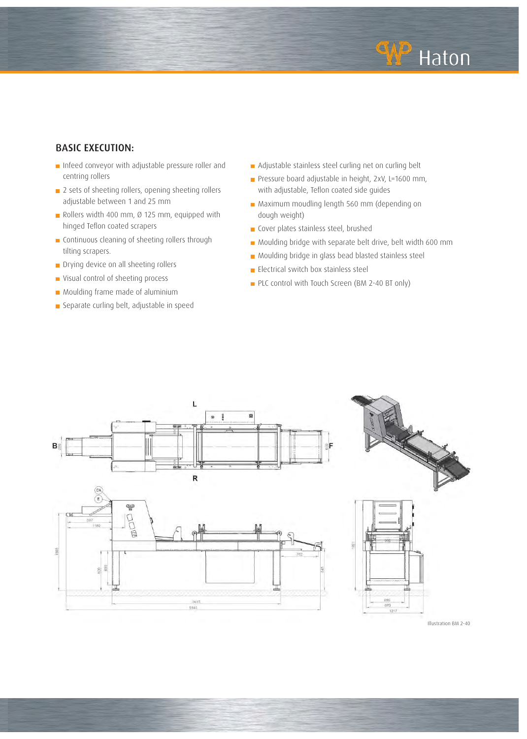## BASIC EXECUTION:

- Infeed conveyor with adjustable pressure roller and centring rollers
- 2 sets of sheeting rollers, opening sheeting rollers adjustable between 1 and 25 mm
- Rollers width 400 mm, Ø 125 mm, equipped with hinged Teflon coated scrapers
- Continuous cleaning of sheeting rollers through tilting scrapers.
- Drying device on all sheeting rollers
- Visual control of sheeting process
- Moulding frame made of aluminium
- Separate curling belt, adjustable in speed
- Adjustable stainless steel curling net on curling belt
- Pressure board adjustable in height, 2xV, L=1600 mm, with adjustable, Teflon coated side guides
- Maximum moudling length 560 mm (depending on dough weight)
- Cover plates stainless steel, brushed
- Moulding bridge with separate belt drive, belt width 600 mm
- Moulding bridge in glass bead blasted stainless steel
- Electrical switch box stainless steel
- PLC control with Touch Screen (BM 2-40 BT only)

Illustration BM 2-40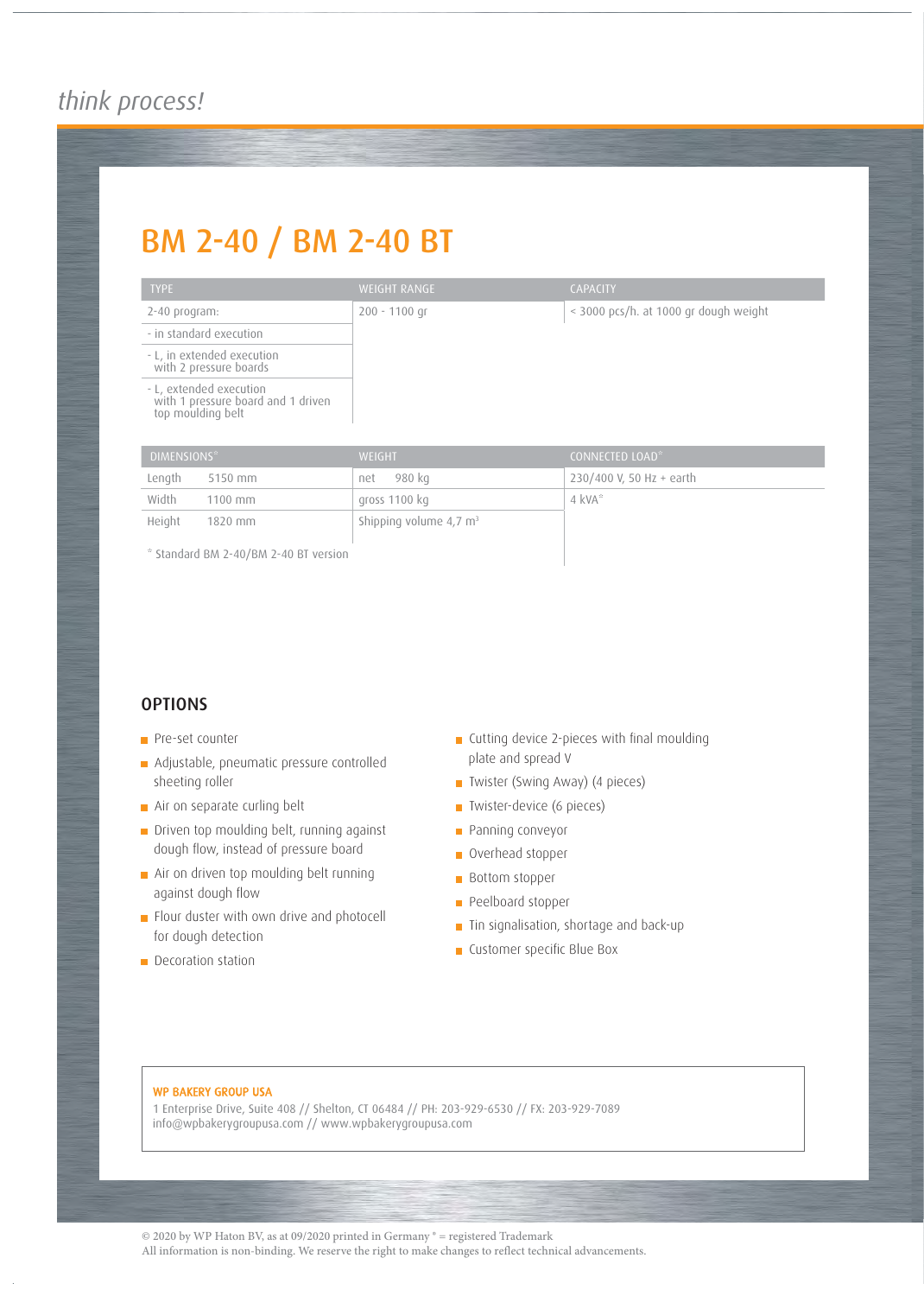*think process!*

# BM 2-40 / BM 2-40 BT

| TYPE | WEIGHT RANGE | CAPACITY |
|---|---|---|
| 2-40 program: | 200 - 1100 gr | < 3000 pcs/h. at 1000 gr dough weight |
| - in standard execution | | |
| - L, in extended execution with 2 pressure boards | | |
| - L, extended execution with 1 pressure board and 1 driven top moulding belt | | |

| DIMENSIONS* | WEIGHT | CONNECTED LOAD* |
|---|---|---|
| Length 5150 mm | net 980 kg | 230/400 V, 50 Hz + earth |
| Width 1100 mm | gross 1100 kg | 4 kVA* |
| Height 1820 mm | Shipping volume 4,7 m³ | |

* Standard BM 2-40/BM 2-40 BT version

## OPTIONS

- Pre-set counter
- Adjustable, pneumatic pressure controlled sheeting roller
- Air on separate curling belt
- Driven top moulding belt, running against dough flow, instead of pressure board
- Air on driven top moulding belt running against dough flow
- Flour duster with own drive and photocell for dough detection
- Decoration station
- Cutting device 2-pieces with final moulding plate and spread V
- Twister (Swing Away) (4 pieces)
- Twister-device (6 pieces)
- Panning conveyor
- Overhead stopper
- Bottom stopper
- Peelboard stopper
- Tin signalisation, shortage and back-up
- Customer specific Blue Box

**WP BAKERY GROUP USA**
1 Enterprise Drive, Suite 408 // Shelton, CT 06484 // PH: 203-929-6530 // FX: 203-929-7089
info@wpbakerygroupusa.com // www.wpbakerygroupusa.com

© 2020 by WP Haton BV, as at 09/2020 printed in Germany ® = registered Trademark
All information is non-binding. We reserve the right to make changes to reflect technical advancements.